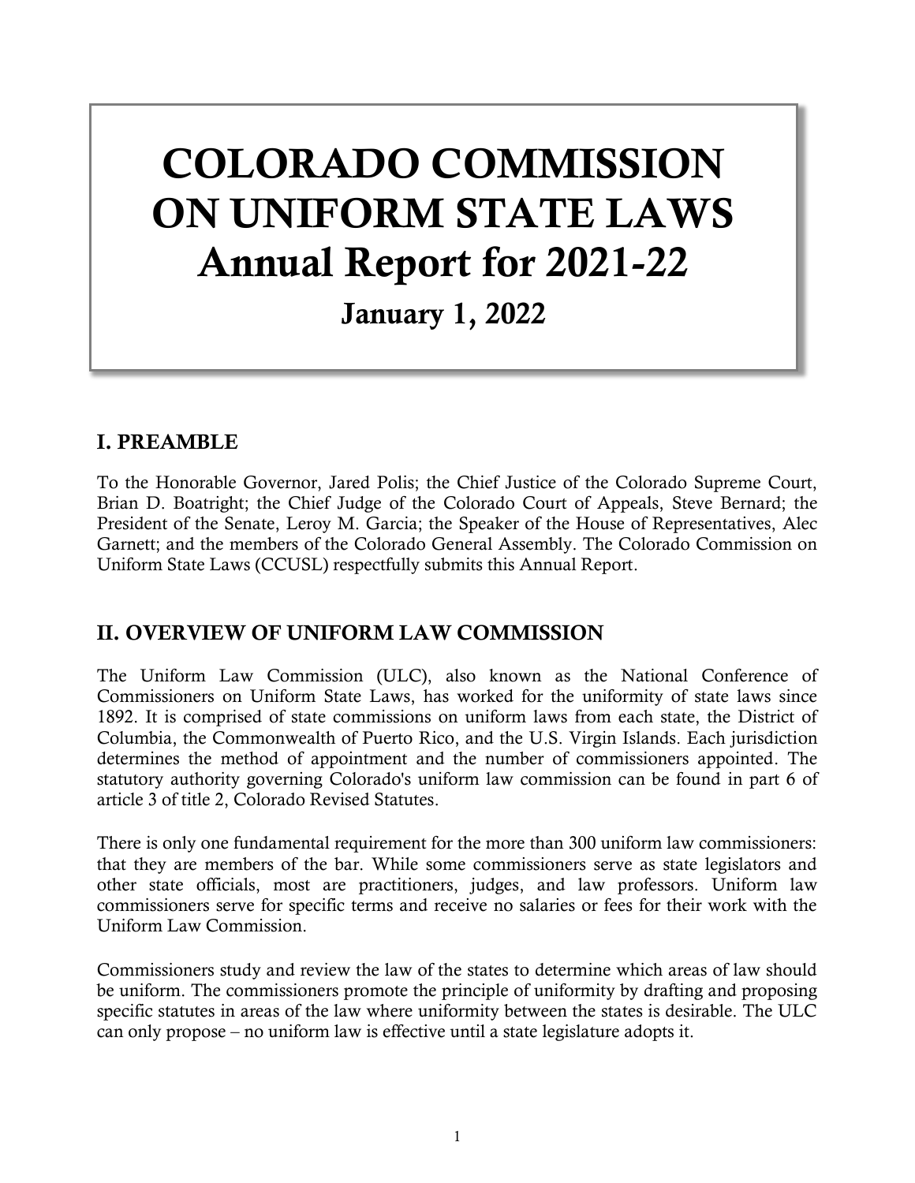# COLORADO COMMISSION ON UNIFORM STATE LAWS
# Annual Report for 2021-22

### January 1, 2022

## I. PREAMBLE

To the Honorable Governor, Jared Polis; the Chief Justice of the Colorado Supreme Court, Brian D. Boatright; the Chief Judge of the Colorado Court of Appeals, Steve Bernard; the President of the Senate, Leroy M. Garcia; the Speaker of the House of Representatives, Alec Garnett; and the members of the Colorado General Assembly. The Colorado Commission on Uniform State Laws (CCUSL) respectfully submits this Annual Report.

## II. OVERVIEW OF UNIFORM LAW COMMISSION

The Uniform Law Commission (ULC), also known as the National Conference of Commissioners on Uniform State Laws, has worked for the uniformity of state laws since 1892. It is comprised of state commissions on uniform laws from each state, the District of Columbia, the Commonwealth of Puerto Rico, and the U.S. Virgin Islands. Each jurisdiction determines the method of appointment and the number of commissioners appointed. The statutory authority governing Colorado's uniform law commission can be found in part 6 of article 3 of title 2, Colorado Revised Statutes.

There is only one fundamental requirement for the more than 300 uniform law commissioners: that they are members of the bar. While some commissioners serve as state legislators and other state officials, most are practitioners, judges, and law professors. Uniform law commissioners serve for specific terms and receive no salaries or fees for their work with the Uniform Law Commission.

Commissioners study and review the law of the states to determine which areas of law should be uniform. The commissioners promote the principle of uniformity by drafting and proposing specific statutes in areas of the law where uniformity between the states is desirable. The ULC can only propose – no uniform law is effective until a state legislature adopts it.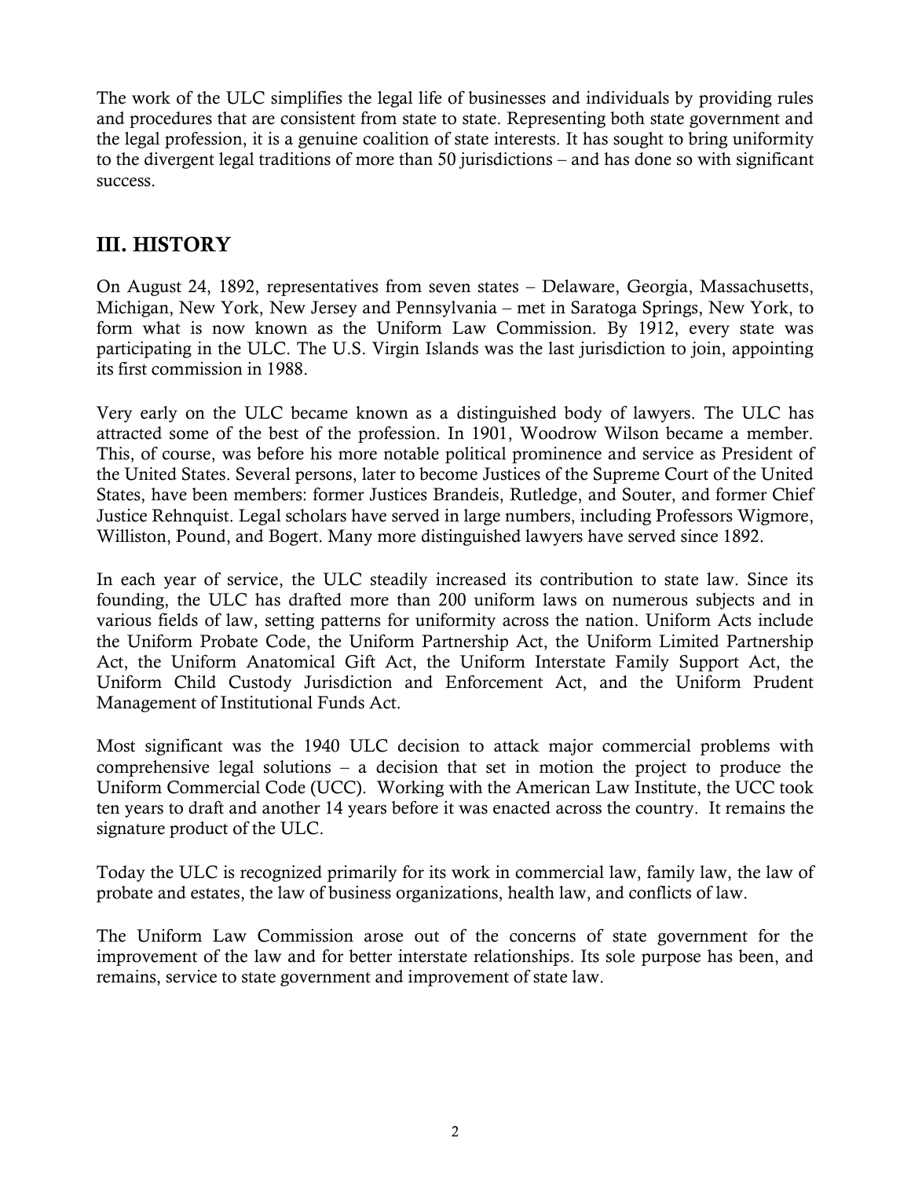The work of the ULC simplifies the legal life of businesses and individuals by providing rules and procedures that are consistent from state to state. Representing both state government and the legal profession, it is a genuine coalition of state interests. It has sought to bring uniformity to the divergent legal traditions of more than 50 jurisdictions – and has done so with significant success.

## III. HISTORY

On August 24, 1892, representatives from seven states – Delaware, Georgia, Massachusetts, Michigan, New York, New Jersey and Pennsylvania – met in Saratoga Springs, New York, to form what is now known as the Uniform Law Commission. By 1912, every state was participating in the ULC. The U.S. Virgin Islands was the last jurisdiction to join, appointing its first commission in 1988.

Very early on the ULC became known as a distinguished body of lawyers. The ULC has attracted some of the best of the profession. In 1901, Woodrow Wilson became a member. This, of course, was before his more notable political prominence and service as President of the United States. Several persons, later to become Justices of the Supreme Court of the United States, have been members: former Justices Brandeis, Rutledge, and Souter, and former Chief Justice Rehnquist. Legal scholars have served in large numbers, including Professors Wigmore, Williston, Pound, and Bogert. Many more distinguished lawyers have served since 1892.

In each year of service, the ULC steadily increased its contribution to state law. Since its founding, the ULC has drafted more than 200 uniform laws on numerous subjects and in various fields of law, setting patterns for uniformity across the nation. Uniform Acts include the Uniform Probate Code, the Uniform Partnership Act, the Uniform Limited Partnership Act, the Uniform Anatomical Gift Act, the Uniform Interstate Family Support Act, the Uniform Child Custody Jurisdiction and Enforcement Act, and the Uniform Prudent Management of Institutional Funds Act.

Most significant was the 1940 ULC decision to attack major commercial problems with comprehensive legal solutions – a decision that set in motion the project to produce the Uniform Commercial Code (UCC). Working with the American Law Institute, the UCC took ten years to draft and another 14 years before it was enacted across the country. It remains the signature product of the ULC.

Today the ULC is recognized primarily for its work in commercial law, family law, the law of probate and estates, the law of business organizations, health law, and conflicts of law.

The Uniform Law Commission arose out of the concerns of state government for the improvement of the law and for better interstate relationships. Its sole purpose has been, and remains, service to state government and improvement of state law.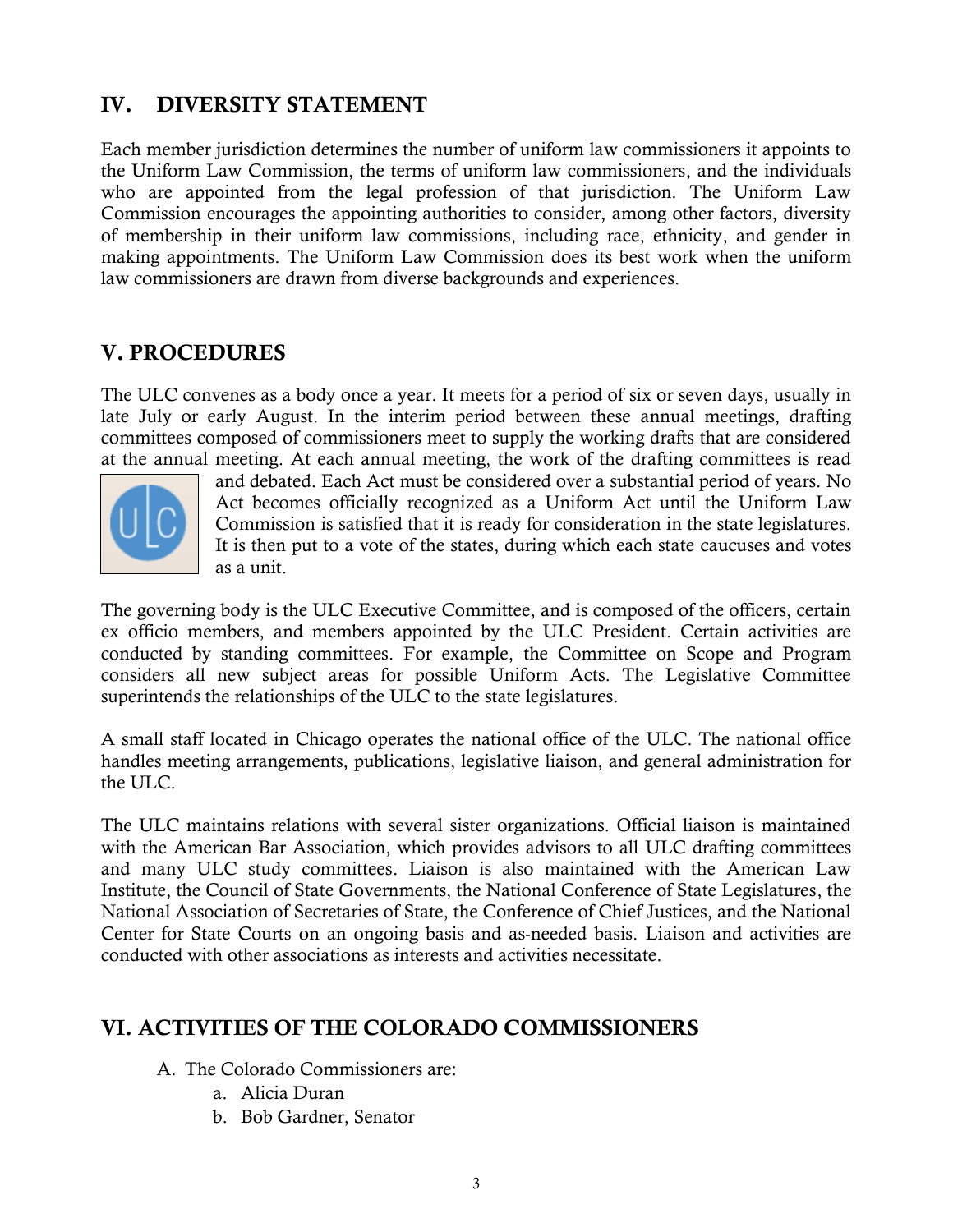## IV. DIVERSITY STATEMENT

Each member jurisdiction determines the number of uniform law commissioners it appoints to the Uniform Law Commission, the terms of uniform law commissioners, and the individuals who are appointed from the legal profession of that jurisdiction. The Uniform Law Commission encourages the appointing authorities to consider, among other factors, diversity of membership in their uniform law commissions, including race, ethnicity, and gender in making appointments. The Uniform Law Commission does its best work when the uniform law commissioners are drawn from diverse backgrounds and experiences.

## V. PROCEDURES

The ULC convenes as a body once a year. It meets for a period of six or seven days, usually in late July or early August. In the interim period between these annual meetings, drafting committees composed of commissioners meet to supply the working drafts that are considered at the annual meeting. At each annual meeting, the work of the drafting committees is read and debated. Each Act must be considered over a substantial period of years. No Act becomes officially recognized as a Uniform Act until the Uniform Law Commission is satisfied that it is ready for consideration in the state legislatures. It is then put to a vote of the states, during which each state caucuses and votes as a unit.

The governing body is the ULC Executive Committee, and is composed of the officers, certain ex officio members, and members appointed by the ULC President. Certain activities are conducted by standing committees. For example, the Committee on Scope and Program considers all new subject areas for possible Uniform Acts. The Legislative Committee superintends the relationships of the ULC to the state legislatures.

A small staff located in Chicago operates the national office of the ULC. The national office handles meeting arrangements, publications, legislative liaison, and general administration for the ULC.

The ULC maintains relations with several sister organizations. Official liaison is maintained with the American Bar Association, which provides advisors to all ULC drafting committees and many ULC study committees. Liaison is also maintained with the American Law Institute, the Council of State Governments, the National Conference of State Legislatures, the National Association of Secretaries of State, the Conference of Chief Justices, and the National Center for State Courts on an ongoing basis and as-needed basis. Liaison and activities are conducted with other associations as interests and activities necessitate.

## VI. ACTIVITIES OF THE COLORADO COMMISSIONERS

A. The Colorado Commissioners are:
   a. Alicia Duran
   b. Bob Gardner, Senator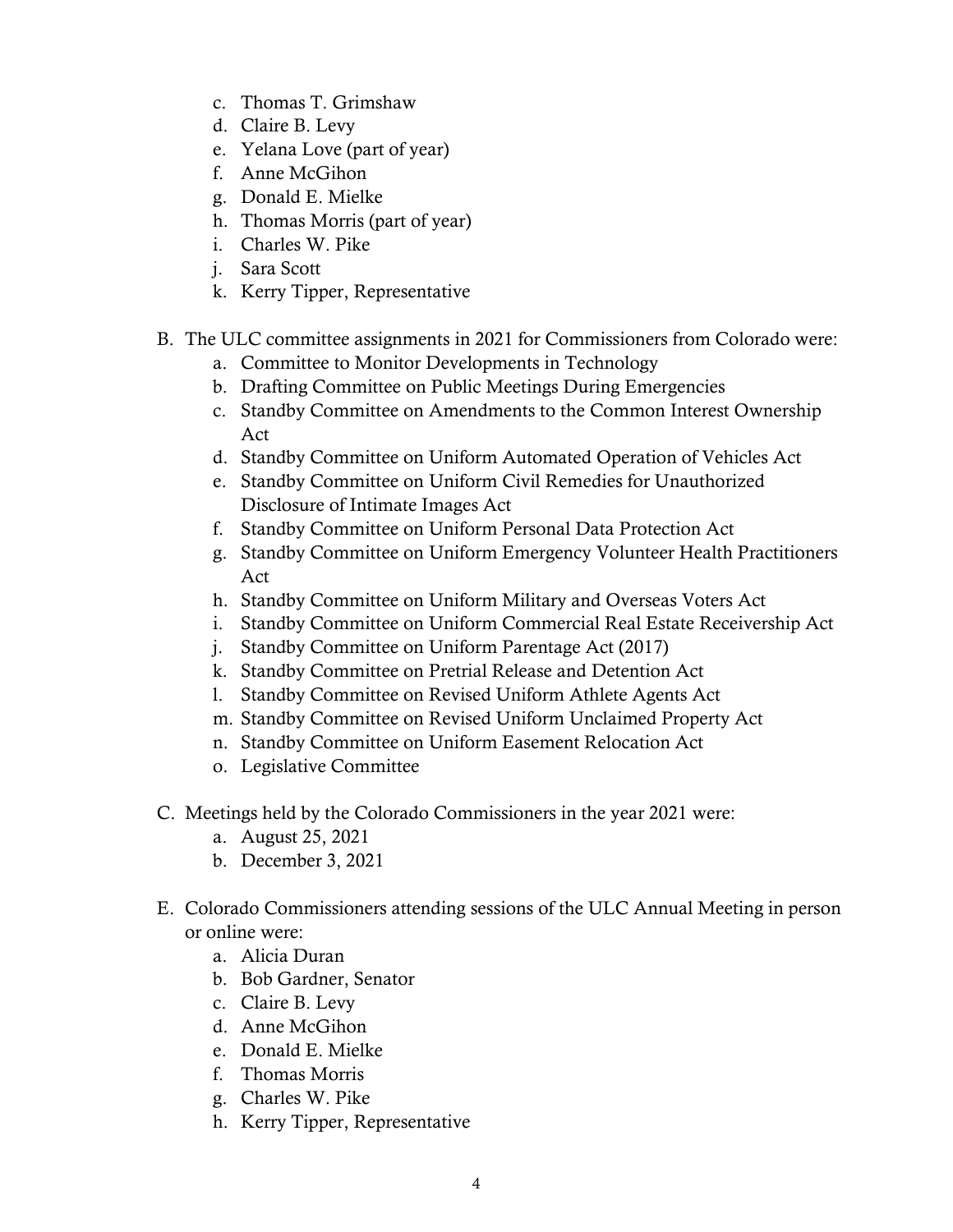c. Thomas T. Grimshaw
d. Claire B. Levy
e. Yelana Love (part of year)
f. Anne McGihon
g. Donald E. Mielke
h. Thomas Morris (part of year)
i. Charles W. Pike
j. Sara Scott
k. Kerry Tipper, Representative

B. The ULC committee assignments in 2021 for Commissioners from Colorado were:
   a. Committee to Monitor Developments in Technology
   b. Drafting Committee on Public Meetings During Emergencies
   c. Standby Committee on Amendments to the Common Interest Ownership Act
   d. Standby Committee on Uniform Automated Operation of Vehicles Act
   e. Standby Committee on Uniform Civil Remedies for Unauthorized Disclosure of Intimate Images Act
   f. Standby Committee on Uniform Personal Data Protection Act
   g. Standby Committee on Uniform Emergency Volunteer Health Practitioners Act
   h. Standby Committee on Uniform Military and Overseas Voters Act
   i. Standby Committee on Uniform Commercial Real Estate Receivership Act
   j. Standby Committee on Uniform Parentage Act (2017)
   k. Standby Committee on Pretrial Release and Detention Act
   l. Standby Committee on Revised Uniform Athlete Agents Act
   m. Standby Committee on Revised Uniform Unclaimed Property Act
   n. Standby Committee on Uniform Easement Relocation Act
   o. Legislative Committee

C. Meetings held by the Colorado Commissioners in the year 2021 were:
   a. August 25, 2021
   b. December 3, 2021

E. Colorado Commissioners attending sessions of the ULC Annual Meeting in person or online were:
   a. Alicia Duran
   b. Bob Gardner, Senator
   c. Claire B. Levy
   d. Anne McGihon
   e. Donald E. Mielke
   f. Thomas Morris
   g. Charles W. Pike
   h. Kerry Tipper, Representative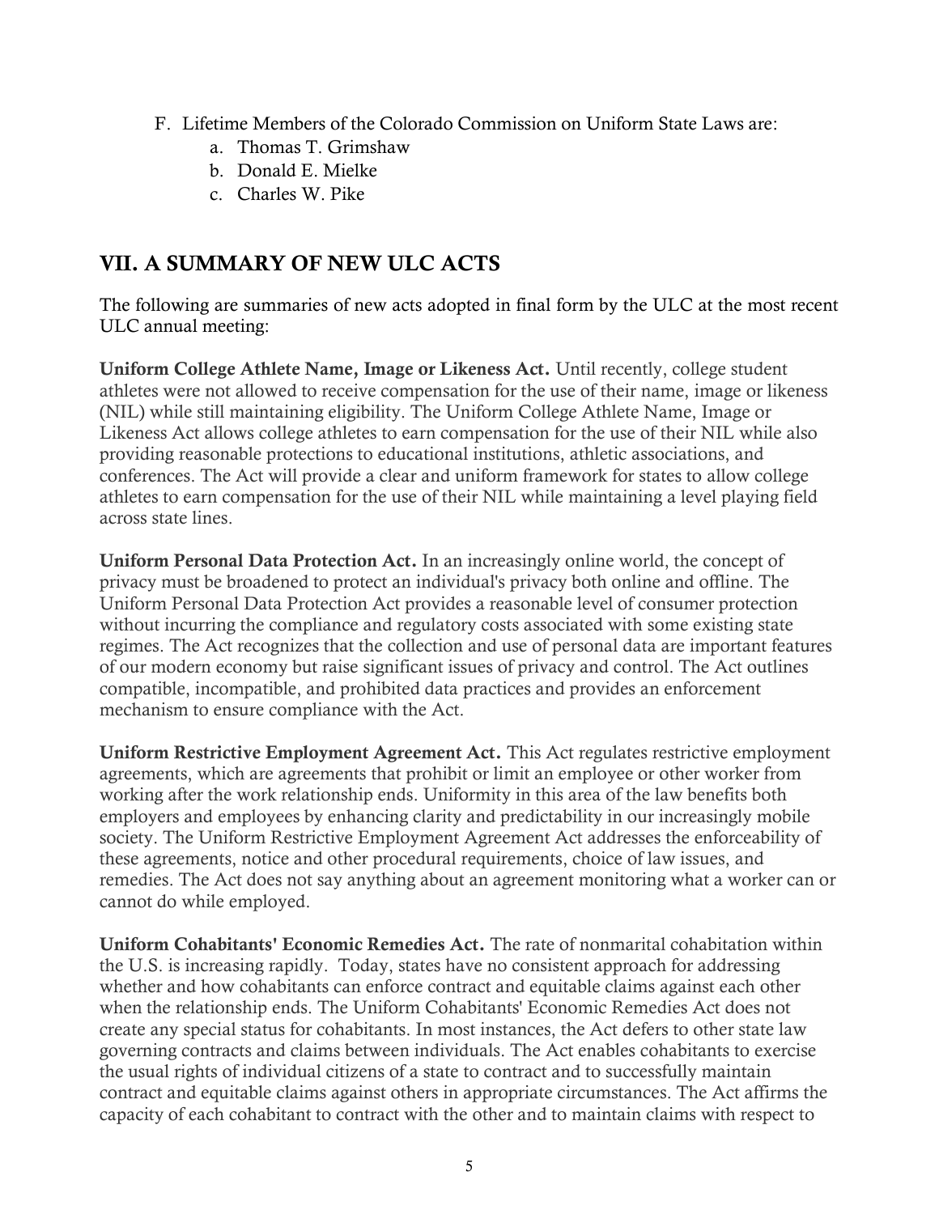F. Lifetime Members of the Colorado Commission on Uniform State Laws are:
    a. Thomas T. Grimshaw
    b. Donald E. Mielke
    c. Charles W. Pike

## VII. A SUMMARY OF NEW ULC ACTS

The following are summaries of new acts adopted in final form by the ULC at the most recent ULC annual meeting:

**Uniform College Athlete Name, Image or Likeness Act.** Until recently, college student athletes were not allowed to receive compensation for the use of their name, image or likeness (NIL) while still maintaining eligibility. The Uniform College Athlete Name, Image or Likeness Act allows college athletes to earn compensation for the use of their NIL while also providing reasonable protections to educational institutions, athletic associations, and conferences. The Act will provide a clear and uniform framework for states to allow college athletes to earn compensation for the use of their NIL while maintaining a level playing field across state lines.

**Uniform Personal Data Protection Act.** In an increasingly online world, the concept of privacy must be broadened to protect an individual's privacy both online and offline. The Uniform Personal Data Protection Act provides a reasonable level of consumer protection without incurring the compliance and regulatory costs associated with some existing state regimes. The Act recognizes that the collection and use of personal data are important features of our modern economy but raise significant issues of privacy and control. The Act outlines compatible, incompatible, and prohibited data practices and provides an enforcement mechanism to ensure compliance with the Act.

**Uniform Restrictive Employment Agreement Act.** This Act regulates restrictive employment agreements, which are agreements that prohibit or limit an employee or other worker from working after the work relationship ends. Uniformity in this area of the law benefits both employers and employees by enhancing clarity and predictability in our increasingly mobile society. The Uniform Restrictive Employment Agreement Act addresses the enforceability of these agreements, notice and other procedural requirements, choice of law issues, and remedies. The Act does not say anything about an agreement monitoring what a worker can or cannot do while employed.

**Uniform Cohabitants' Economic Remedies Act.** The rate of nonmarital cohabitation within the U.S. is increasing rapidly. Today, states have no consistent approach for addressing whether and how cohabitants can enforce contract and equitable claims against each other when the relationship ends. The Uniform Cohabitants' Economic Remedies Act does not create any special status for cohabitants. In most instances, the Act defers to other state law governing contracts and claims between individuals. The Act enables cohabitants to exercise the usual rights of individual citizens of a state to contract and to successfully maintain contract and equitable claims against others in appropriate circumstances. The Act affirms the capacity of each cohabitant to contract with the other and to maintain claims with respect to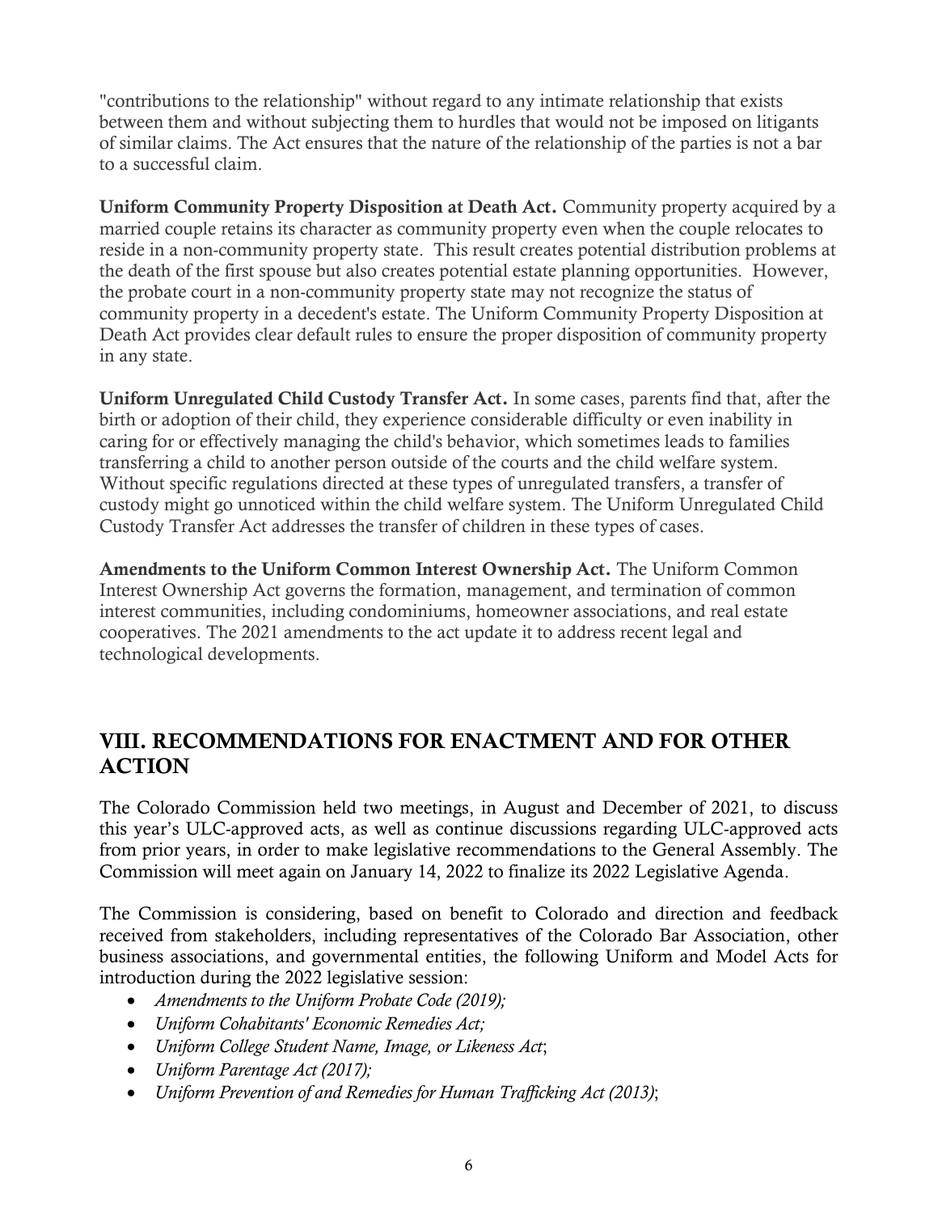"contributions to the relationship" without regard to any intimate relationship that exists between them and without subjecting them to hurdles that would not be imposed on litigants of similar claims. The Act ensures that the nature of the relationship of the parties is not a bar to a successful claim.

**Uniform Community Property Disposition at Death Act.** Community property acquired by a married couple retains its character as community property even when the couple relocates to reside in a non-community property state. This result creates potential distribution problems at the death of the first spouse but also creates potential estate planning opportunities. However, the probate court in a non-community property state may not recognize the status of community property in a decedent's estate. The Uniform Community Property Disposition at Death Act provides clear default rules to ensure the proper disposition of community property in any state.

**Uniform Unregulated Child Custody Transfer Act.** In some cases, parents find that, after the birth or adoption of their child, they experience considerable difficulty or even inability in caring for or effectively managing the child's behavior, which sometimes leads to families transferring a child to another person outside of the courts and the child welfare system. Without specific regulations directed at these types of unregulated transfers, a transfer of custody might go unnoticed within the child welfare system. The Uniform Unregulated Child Custody Transfer Act addresses the transfer of children in these types of cases.

**Amendments to the Uniform Common Interest Ownership Act.** The Uniform Common Interest Ownership Act governs the formation, management, and termination of common interest communities, including condominiums, homeowner associations, and real estate cooperatives. The 2021 amendments to the act update it to address recent legal and technological developments.

## VIII. RECOMMENDATIONS FOR ENACTMENT AND FOR OTHER ACTION

The Colorado Commission held two meetings, in August and December of 2021, to discuss this year's ULC-approved acts, as well as continue discussions regarding ULC-approved acts from prior years, in order to make legislative recommendations to the General Assembly. The Commission will meet again on January 14, 2022 to finalize its 2022 Legislative Agenda.

The Commission is considering, based on benefit to Colorado and direction and feedback received from stakeholders, including representatives of the Colorado Bar Association, other business associations, and governmental entities, the following Uniform and Model Acts for introduction during the 2022 legislative session:

- *Amendments to the Uniform Probate Code (2019);*
- *Uniform Cohabitants' Economic Remedies Act;*
- *Uniform College Student Name, Image, or Likeness Act*;
- *Uniform Parentage Act (2017);*
- *Uniform Prevention of and Remedies for Human Trafficking Act (2013)*;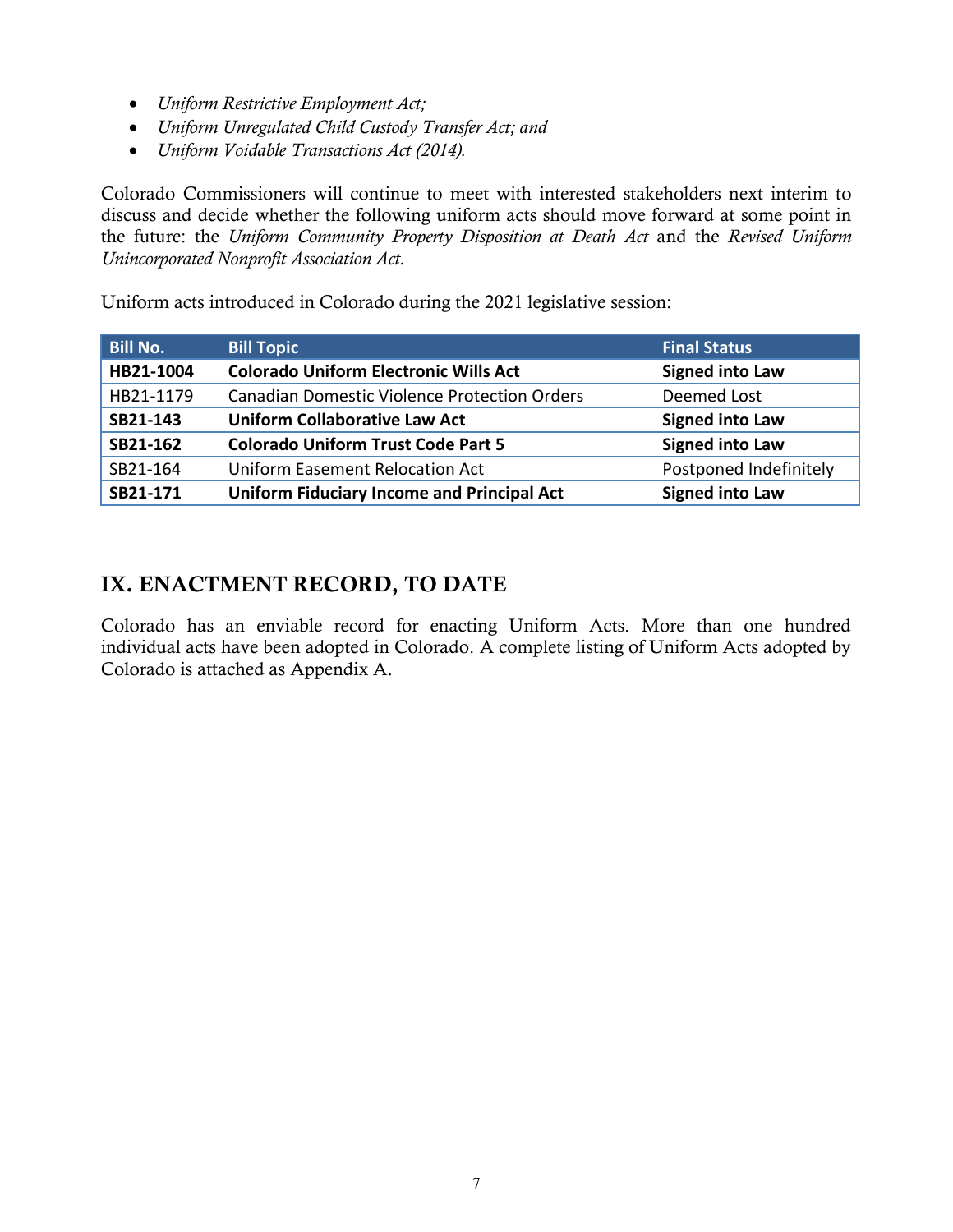- *Uniform Restrictive Employment Act;*
- *Uniform Unregulated Child Custody Transfer Act; and*
- *Uniform Voidable Transactions Act (2014).*

Colorado Commissioners will continue to meet with interested stakeholders next interim to discuss and decide whether the following uniform acts should move forward at some point in the future: the *Uniform Community Property Disposition at Death Act* and the *Revised Uniform Unincorporated Nonprofit Association Act.*

Uniform acts introduced in Colorado during the 2021 legislative session:

| Bill No. | Bill Topic | Final Status |
|---|---|---|
| **HB21-1004** | **Colorado Uniform Electronic Wills Act** | **Signed into Law** |
| HB21-1179 | Canadian Domestic Violence Protection Orders | Deemed Lost |
| **SB21-143** | **Uniform Collaborative Law Act** | **Signed into Law** |
| **SB21-162** | **Colorado Uniform Trust Code Part 5** | **Signed into Law** |
| SB21-164 | Uniform Easement Relocation Act | Postponed Indefinitely |
| **SB21-171** | **Uniform Fiduciary Income and Principal Act** | **Signed into Law** |

## IX. ENACTMENT RECORD, TO DATE

Colorado has an enviable record for enacting Uniform Acts. More than one hundred individual acts have been adopted in Colorado. A complete listing of Uniform Acts adopted by Colorado is attached as Appendix A.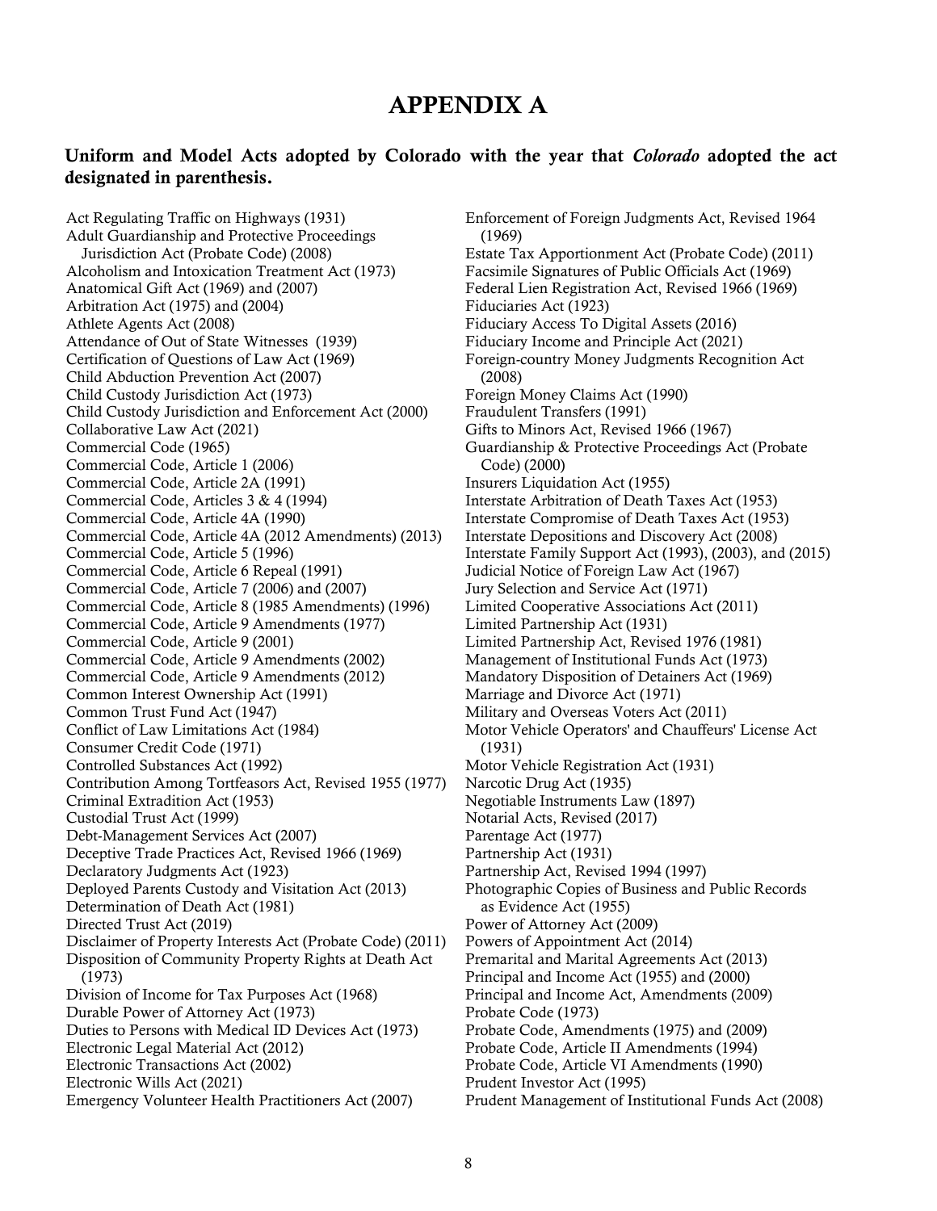# APPENDIX A

**Uniform and Model Acts adopted by Colorado with the year that *Colorado* adopted the act designated in parenthesis.**

Act Regulating Traffic on Highways (1931)
Adult Guardianship and Protective Proceedings Jurisdiction Act (Probate Code) (2008)
Alcoholism and Intoxication Treatment Act (1973)
Anatomical Gift Act (1969) and (2007)
Arbitration Act (1975) and (2004)
Athlete Agents Act (2008)
Attendance of Out of State Witnesses (1939)
Certification of Questions of Law Act (1969)
Child Abduction Prevention Act (2007)
Child Custody Jurisdiction Act (1973)
Child Custody Jurisdiction and Enforcement Act (2000)
Collaborative Law Act (2021)
Commercial Code (1965)
Commercial Code, Article 1 (2006)
Commercial Code, Article 2A (1991)
Commercial Code, Articles 3 & 4 (1994)
Commercial Code, Article 4A (1990)
Commercial Code, Article 4A (2012 Amendments) (2013)
Commercial Code, Article 5 (1996)
Commercial Code, Article 6 Repeal (1991)
Commercial Code, Article 7 (2006) and (2007)
Commercial Code, Article 8 (1985 Amendments) (1996)
Commercial Code, Article 9 Amendments (1977)
Commercial Code, Article 9 (2001)
Commercial Code, Article 9 Amendments (2002)
Commercial Code, Article 9 Amendments (2012)
Common Interest Ownership Act (1991)
Common Trust Fund Act (1947)
Conflict of Law Limitations Act (1984)
Consumer Credit Code (1971)
Controlled Substances Act (1992)
Contribution Among Tortfeasors Act, Revised 1955 (1977)
Criminal Extradition Act (1953)
Custodial Trust Act (1999)
Debt-Management Services Act (2007)
Deceptive Trade Practices Act, Revised 1966 (1969)
Declaratory Judgments Act (1923)
Deployed Parents Custody and Visitation Act (2013)
Determination of Death Act (1981)
Directed Trust Act (2019)
Disclaimer of Property Interests Act (Probate Code) (2011)
Disposition of Community Property Rights at Death Act (1973)
Division of Income for Tax Purposes Act (1968)
Durable Power of Attorney Act (1973)
Duties to Persons with Medical ID Devices Act (1973)
Electronic Legal Material Act (2012)
Electronic Transactions Act (2002)
Electronic Wills Act (2021)
Emergency Volunteer Health Practitioners Act (2007)
Enforcement of Foreign Judgments Act, Revised 1964 (1969)
Estate Tax Apportionment Act (Probate Code) (2011)
Facsimile Signatures of Public Officials Act (1969)
Federal Lien Registration Act, Revised 1966 (1969)
Fiduciaries Act (1923)
Fiduciary Access To Digital Assets (2016)
Fiduciary Income and Principle Act (2021)
Foreign-country Money Judgments Recognition Act (2008)
Foreign Money Claims Act (1990)
Fraudulent Transfers (1991)
Gifts to Minors Act, Revised 1966 (1967)
Guardianship & Protective Proceedings Act (Probate Code) (2000)
Insurers Liquidation Act (1955)
Interstate Arbitration of Death Taxes Act (1953)
Interstate Compromise of Death Taxes Act (1953)
Interstate Depositions and Discovery Act (2008)
Interstate Family Support Act (1993), (2003), and (2015)
Judicial Notice of Foreign Law Act (1967)
Jury Selection and Service Act (1971)
Limited Cooperative Associations Act (2011)
Limited Partnership Act (1931)
Limited Partnership Act, Revised 1976 (1981)
Management of Institutional Funds Act (1973)
Mandatory Disposition of Detainers Act (1969)
Marriage and Divorce Act (1971)
Military and Overseas Voters Act (2011)
Motor Vehicle Operators' and Chauffeurs' License Act (1931)
Motor Vehicle Registration Act (1931)
Narcotic Drug Act (1935)
Negotiable Instruments Law (1897)
Notarial Acts, Revised (2017)
Parentage Act (1977)
Partnership Act (1931)
Partnership Act, Revised 1994 (1997)
Photographic Copies of Business and Public Records as Evidence Act (1955)
Power of Attorney Act (2009)
Powers of Appointment Act (2014)
Premarital and Marital Agreements Act (2013)
Principal and Income Act (1955) and (2000)
Principal and Income Act, Amendments (2009)
Probate Code (1973)
Probate Code, Amendments (1975) and (2009)
Probate Code, Article II Amendments (1994)
Probate Code, Article VI Amendments (1990)
Prudent Investor Act (1995)
Prudent Management of Institutional Funds Act (2008)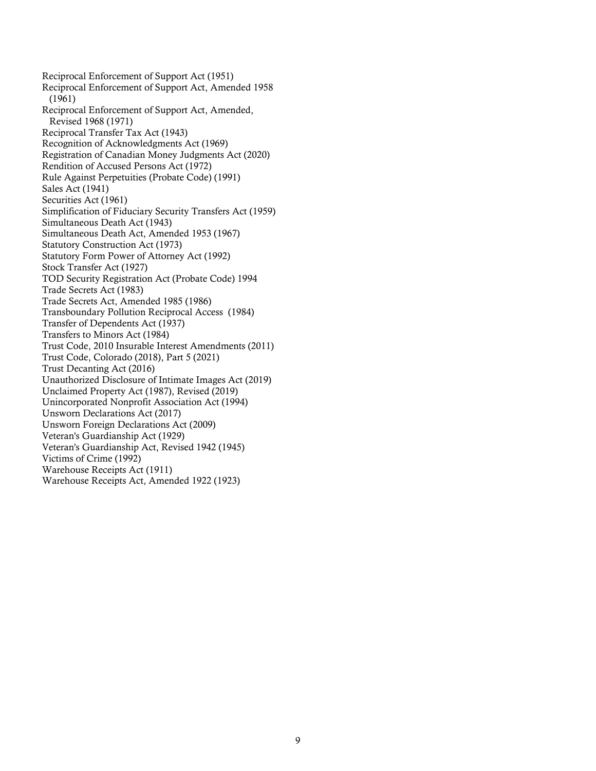Reciprocal Enforcement of Support Act (1951)
Reciprocal Enforcement of Support Act, Amended 1958 (1961)
Reciprocal Enforcement of Support Act, Amended, Revised 1968 (1971)
Reciprocal Transfer Tax Act (1943)
Recognition of Acknowledgments Act (1969)
Registration of Canadian Money Judgments Act (2020)
Rendition of Accused Persons Act (1972)
Rule Against Perpetuities (Probate Code) (1991)
Sales Act (1941)
Securities Act (1961)
Simplification of Fiduciary Security Transfers Act (1959)
Simultaneous Death Act (1943)
Simultaneous Death Act, Amended 1953 (1967)
Statutory Construction Act (1973)
Statutory Form Power of Attorney Act (1992)
Stock Transfer Act (1927)
TOD Security Registration Act (Probate Code) 1994
Trade Secrets Act (1983)
Trade Secrets Act, Amended 1985 (1986)
Transboundary Pollution Reciprocal Access (1984)
Transfer of Dependents Act (1937)
Transfers to Minors Act (1984)
Trust Code, 2010 Insurable Interest Amendments (2011)
Trust Code, Colorado (2018), Part 5 (2021)
Trust Decanting Act (2016)
Unauthorized Disclosure of Intimate Images Act (2019)
Unclaimed Property Act (1987), Revised (2019)
Unincorporated Nonprofit Association Act (1994)
Unsworn Declarations Act (2017)
Unsworn Foreign Declarations Act (2009)
Veteran's Guardianship Act (1929)
Veteran's Guardianship Act, Revised 1942 (1945)
Victims of Crime (1992)
Warehouse Receipts Act (1911)
Warehouse Receipts Act, Amended 1922 (1923)